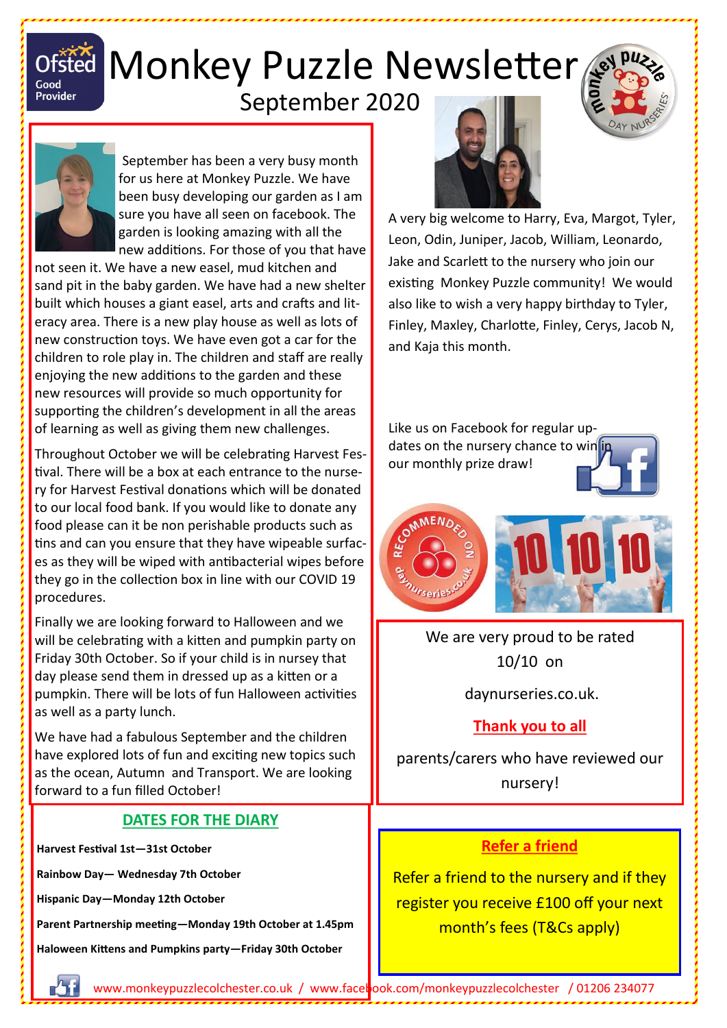# Monkey Puzzle Newsletter

## September 2020

September has been a very busy month for us here at Monkey Puzzle. We have been busy developing our garden as I am sure you have all seen on facebook. The garden is looking amazing with all the new additions. For those of you that have not seen it. We have a new easel, mud kitchen and sand pit in the baby garden. We have had a new shelter built which houses a giant easel, arts and crafts and literacy area. There is a new play house as well as lots of new construction toys. We have even got a car for the children to role play in. The children and staff are really enjoying the new additions to the garden and these new resources will provide so much opportunity for supporting the children's development in all the areas of learning as well as giving them new challenges.

Throughout October we will be celebrating Harvest Festival. There will be a box at each entrance to the nursery for Harvest Festival donations which will be donated to our local food bank. If you would like to donate any food please can it be non perishable products such as tins and can you ensure that they have wipeable surfaces as they will be wiped with antibacterial wipes before they go in the collection box in line with our COVID 19 procedures.

Finally we are looking forward to Halloween and we will be celebrating with a kitten and pumpkin party on Friday 30th October. So if your child is in nursey that day please send them in dressed up as a kitten or a pumpkin. There will be lots of fun Halloween activities as well as a party lunch.

We have had a fabulous September and the children have explored lots of fun and exciting new topics such as the ocean, Autumn and Transport. We are looking forward to a fun filled October!

A very big welcome to Harry, Eva, Margot, Tyler, Leon, Odin, Juniper, Jacob, William, Leonardo, Jake and Scarlett to the nursery who join our existing Monkey Puzzle community! We would also like to wish a very happy birthday to Tyler, Finley, Maxley, Charlotte, Finley, Cerys, Jacob N, and Kaja this month.

Like us on Facebook for regular updates on the nursery chance to win in our monthly prize draw!

We are very proud to be rated 10/10 on daynurseries.co.uk.

**Thank you to all**

parents/carers who have reviewed our nursery!

### DATES FOR THE DIARY

**Harvest Festival 1st—31st October**

**Rainbow Day— Wednesday 7th October**

**Hispanic Day—Monday 12th October**

**Parent Partnership meeting—Monday 19th October at 1.45pm**

**Haloween Kittens and Pumpkins party—Friday 30th October**

### Refer a friend

Refer a friend to the nursery and if they register you receive £100 off your next month's fees (T&Cs apply)

www.monkeypuzzlecolchester.co.uk / www.facebook.com/monkeypuzzlecolchester / 01206 234077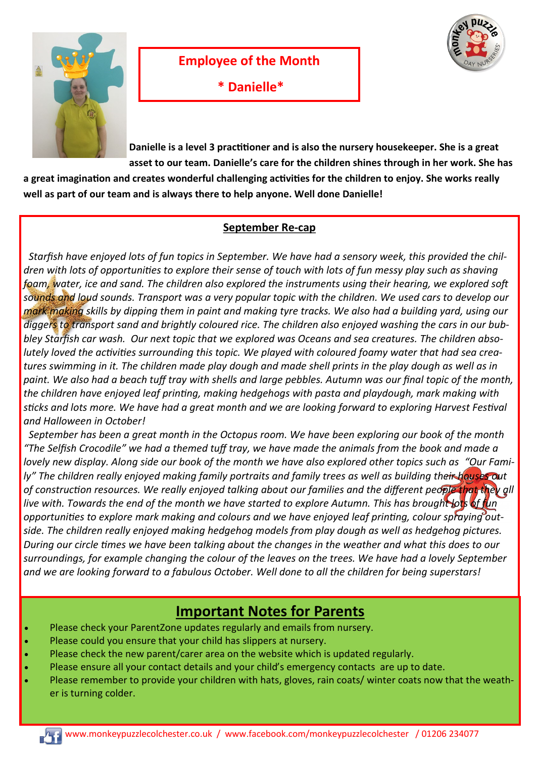## Employee of the Month

**\* Danielle\***

**Danielle is a level 3 practitioner and is also the nursery housekeeper. She is a great asset to our team. Danielle's care for the children shines through in her work. She has a great imagination and creates wonderful challenging activities for the children to enjoy. She works really well as part of our team and is always there to help anyone. Well done Danielle!**

## September Re-cap

*Starfish have enjoyed lots of fun topics in September. We have had a sensory week, this provided the children with lots of opportunities to explore their sense of touch with lots of fun messy play such as shaving foam, water, ice and sand. The children also explored the instruments using their hearing, we explored soft sounds and loud sounds. Transport was a very popular topic with the children. We used cars to develop our mark making skills by dipping them in paint and making tyre tracks. We also had a building yard, using our diggers to transport sand and brightly coloured rice. The children also enjoyed washing the cars in our bubbley Starfish car wash. Our next topic that we explored was Oceans and sea creatures. The children absolutely loved the activities surrounding this topic. We played with coloured foamy water that had sea creatures swimming in it. The children made play dough and made shell prints in the play dough as well as in paint. We also had a beach tuff tray with shells and large pebbles. Autumn was our final topic of the month, the children have enjoyed leaf printing, making hedgehogs with pasta and playdough, mark making with sticks and lots more. We have had a great month and we are looking forward to exploring Harvest Festival and Halloween in October!*

*September has been a great month in the Octopus room. We have been exploring our book of the month "The Selfish Crocodile" we had a themed tuff tray, we have made the animals from the book and made a lovely new display. Along side our book of the month we have also explored other topics such as "Our Family" The children really enjoyed making family portraits and family trees as well as building their houses out of construction resources. We really enjoyed talking about our families and the different people that they all live with. Towards the end of the month we have started to explore Autumn. This has brought lots of fun opportunities to explore mark making and colours and we have enjoyed leaf printing, colour spraying outside. The children really enjoyed making hedgehog models from play dough as well as hedgehog pictures. During our circle times we have been talking about the changes in the weather and what this does to our surroundings, for example changing the colour of the leaves on the trees. We have had a lovely September and we are looking forward to a fabulous October. Well done to all the children for being superstars!*

## Important Notes for Parents

- Please check your ParentZone updates regularly and emails from nursery.
- Please could you ensure that your child has slippers at nursery.
- Please check the new parent/carer area on the website which is updated regularly.
- Please ensure all your contact details and your child's emergency contacts are up to date.
- Please remember to provide your children with hats, gloves, rain coats/ winter coats now that the weather is turning colder.

www.monkeypuzzlecolchester.co.uk / www.facebook.com/monkeypuzzlecolchester / 01206 234077